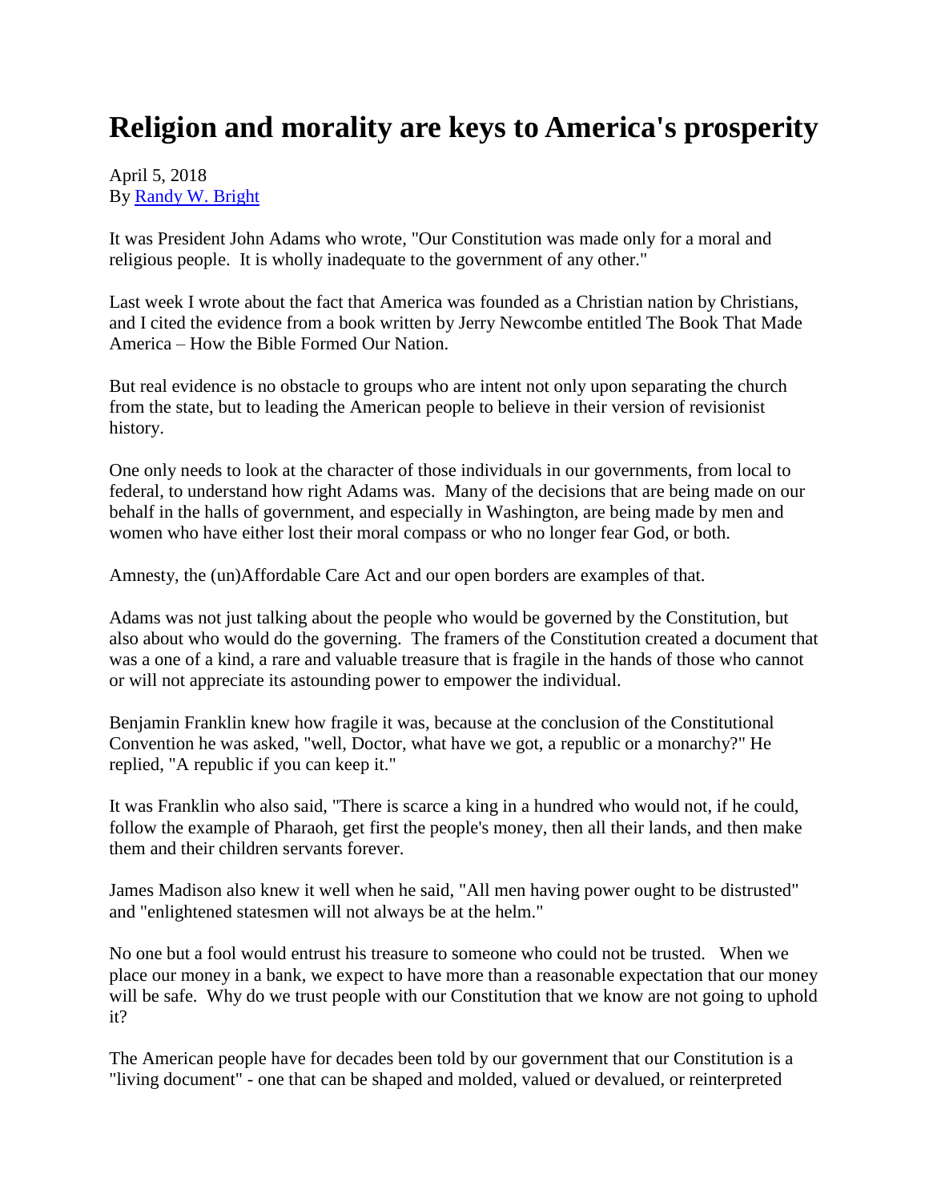# Religion and morality are keys to America's prosperity

April 5, 2018
By [Randy W. Bright]

It was President John Adams who wrote, "Our Constitution was made only for a moral and religious people. It is wholly inadequate to the government of any other."

Last week I wrote about the fact that America was founded as a Christian nation by Christians, and I cited the evidence from a book written by Jerry Newcombe entitled The Book That Made America – How the Bible Formed Our Nation.

But real evidence is no obstacle to groups who are intent not only upon separating the church from the state, but to leading the American people to believe in their version of revisionist history.

One only needs to look at the character of those individuals in our governments, from local to federal, to understand how right Adams was. Many of the decisions that are being made on our behalf in the halls of government, and especially in Washington, are being made by men and women who have either lost their moral compass or who no longer fear God, or both.

Amnesty, the (un)Affordable Care Act and our open borders are examples of that.

Adams was not just talking about the people who would be governed by the Constitution, but also about who would do the governing. The framers of the Constitution created a document that was a one of a kind, a rare and valuable treasure that is fragile in the hands of those who cannot or will not appreciate its astounding power to empower the individual.

Benjamin Franklin knew how fragile it was, because at the conclusion of the Constitutional Convention he was asked, "well, Doctor, what have we got, a republic or a monarchy?" He replied, "A republic if you can keep it."

It was Franklin who also said, "There is scarce a king in a hundred who would not, if he could, follow the example of Pharaoh, get first the people's money, then all their lands, and then make them and their children servants forever.

James Madison also knew it well when he said, "All men having power ought to be distrusted" and "enlightened statesmen will not always be at the helm."

No one but a fool would entrust his treasure to someone who could not be trusted. When we place our money in a bank, we expect to have more than a reasonable expectation that our money will be safe. Why do we trust people with our Constitution that we know are not going to uphold it?

The American people have for decades been told by our government that our Constitution is a "living document" - one that can be shaped and molded, valued or devalued, or reinterpreted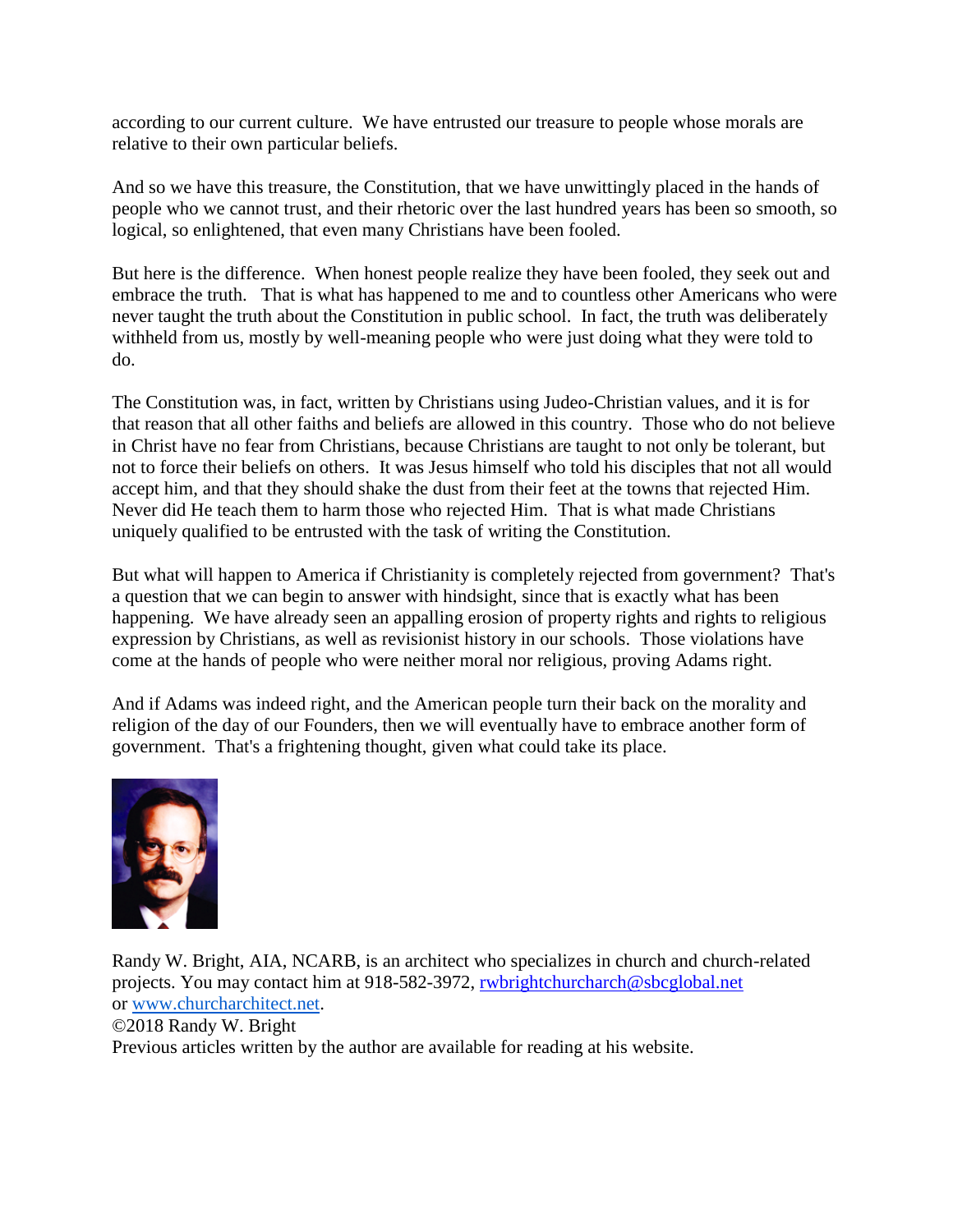according to our current culture. We have entrusted our treasure to people whose morals are relative to their own particular beliefs.

And so we have this treasure, the Constitution, that we have unwittingly placed in the hands of people who we cannot trust, and their rhetoric over the last hundred years has been so smooth, so logical, so enlightened, that even many Christians have been fooled.

But here is the difference. When honest people realize they have been fooled, they seek out and embrace the truth. That is what has happened to me and to countless other Americans who were never taught the truth about the Constitution in public school. In fact, the truth was deliberately withheld from us, mostly by well-meaning people who were just doing what they were told to do.

The Constitution was, in fact, written by Christians using Judeo-Christian values, and it is for that reason that all other faiths and beliefs are allowed in this country. Those who do not believe in Christ have no fear from Christians, because Christians are taught to not only be tolerant, but not to force their beliefs on others. It was Jesus himself who told his disciples that not all would accept him, and that they should shake the dust from their feet at the towns that rejected Him. Never did He teach them to harm those who rejected Him. That is what made Christians uniquely qualified to be entrusted with the task of writing the Constitution.

But what will happen to America if Christianity is completely rejected from government? That's a question that we can begin to answer with hindsight, since that is exactly what has been happening. We have already seen an appalling erosion of property rights and rights to religious expression by Christians, as well as revisionist history in our schools. Those violations have come at the hands of people who were neither moral nor religious, proving Adams right.

And if Adams was indeed right, and the American people turn their back on the morality and religion of the day of our Founders, then we will eventually have to embrace another form of government. That's a frightening thought, given what could take its place.

Randy W. Bright, AIA, NCARB, is an architect who specializes in church and church-related projects. You may contact him at 918-582-3972, rwbrightchurcharch@sbcglobal.net or www.churcharchitect.net.
©2018 Randy W. Bright
Previous articles written by the author are available for reading at his website.